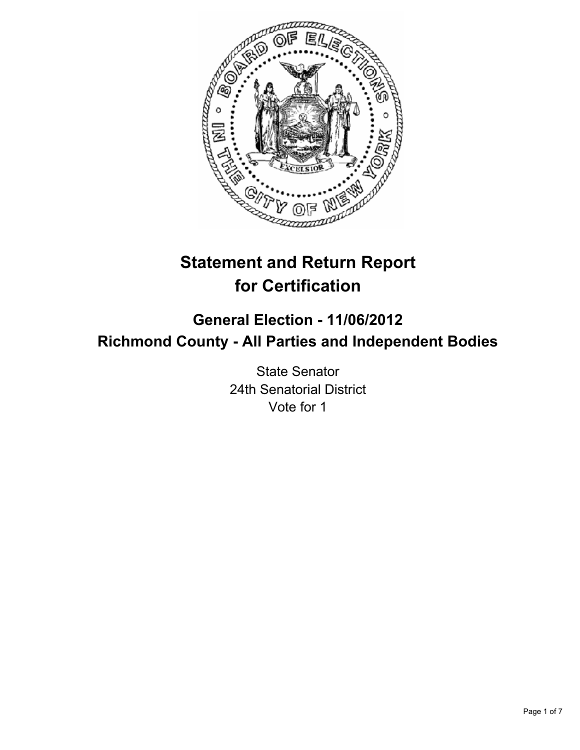# Statement and Return Report for Certification

## General Election - 11/06/2012
## Richmond County - All Parties and Independent Bodies

State Senator
24th Senatorial District
Vote for 1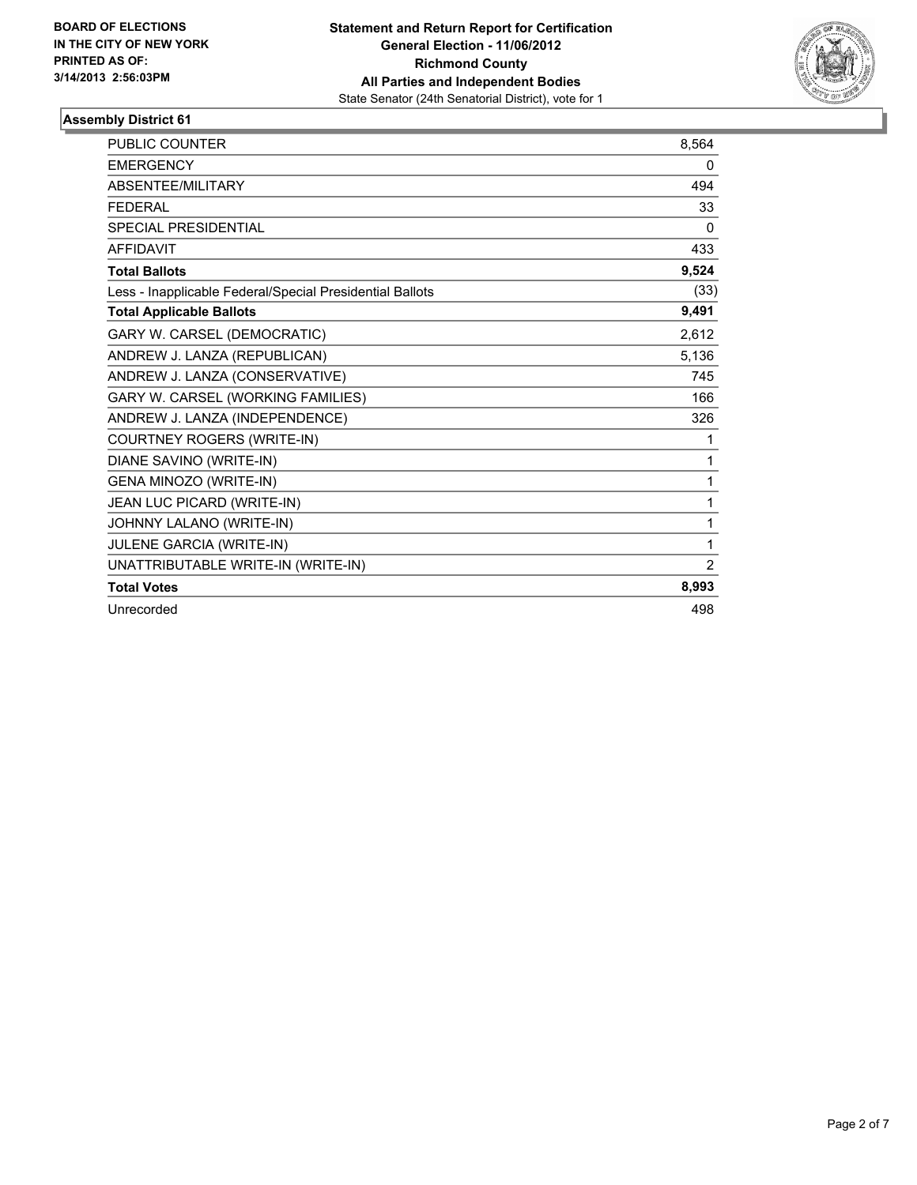**BOARD OF ELECTIONS IN THE CITY OF NEW YORK PRINTED AS OF: 3/14/2013 2:56:03PM**

**Statement and Return Report for Certification**
**General Election - 11/06/2012**
**Richmond County**
**All Parties and Independent Bodies**
State Senator (24th Senatorial District), vote for 1

## Assembly District 61

| | |
|---|---|
| PUBLIC COUNTER | 8,564 |
| EMERGENCY | 0 |
| ABSENTEE/MILITARY | 494 |
| FEDERAL | 33 |
| SPECIAL PRESIDENTIAL | 0 |
| AFFIDAVIT | 433 |
| **Total Ballots** | **9,524** |
| Less - Inapplicable Federal/Special Presidential Ballots | (33) |
| **Total Applicable Ballots** | **9,491** |
| GARY W. CARSEL (DEMOCRATIC) | 2,612 |
| ANDREW J. LANZA (REPUBLICAN) | 5,136 |
| ANDREW J. LANZA (CONSERVATIVE) | 745 |
| GARY W. CARSEL (WORKING FAMILIES) | 166 |
| ANDREW J. LANZA (INDEPENDENCE) | 326 |
| COURTNEY ROGERS (WRITE-IN) | 1 |
| DIANE SAVINO (WRITE-IN) | 1 |
| GENA MINOZO (WRITE-IN) | 1 |
| JEAN LUC PICARD (WRITE-IN) | 1 |
| JOHNNY LALANO (WRITE-IN) | 1 |
| JULENE GARCIA (WRITE-IN) | 1 |
| UNATTRIBUTABLE WRITE-IN (WRITE-IN) | 2 |
| **Total Votes** | **8,993** |
| Unrecorded | 498 |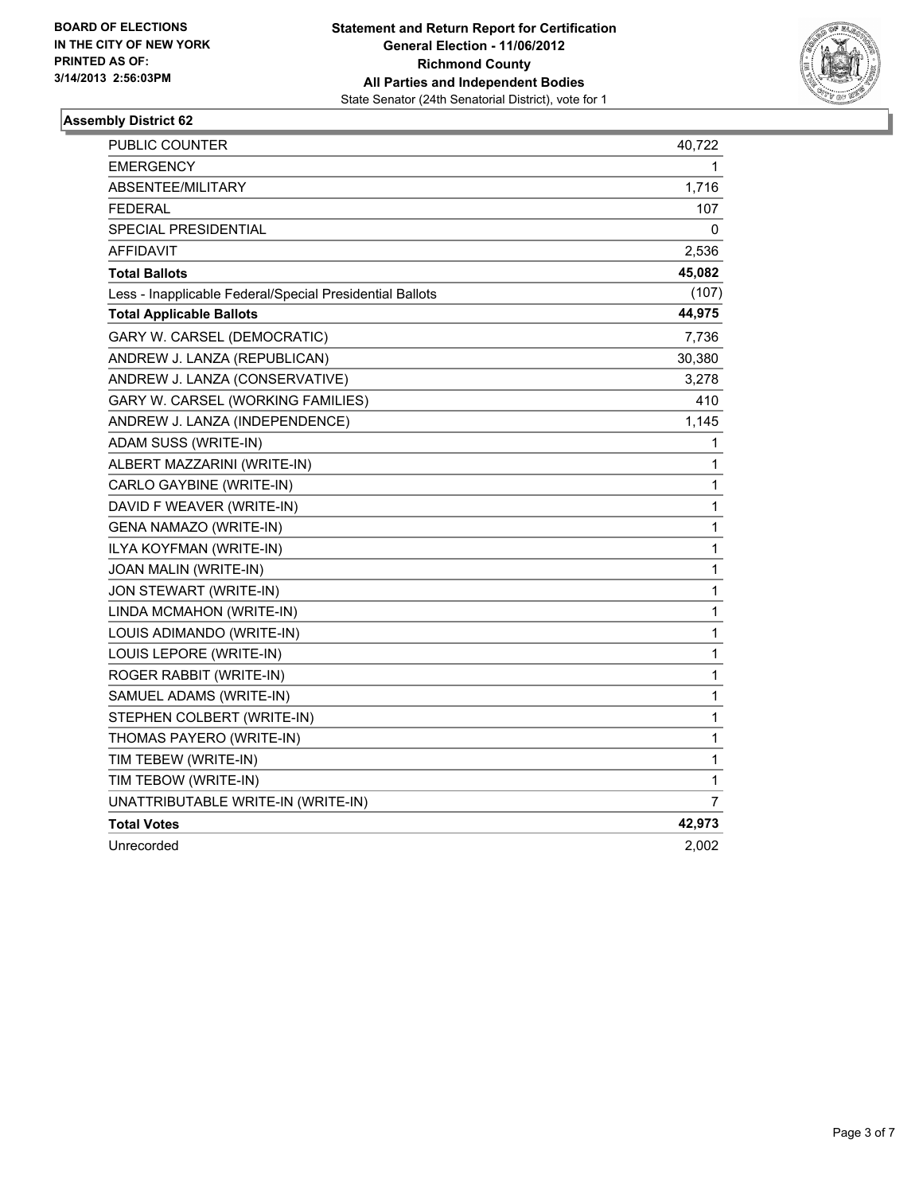**BOARD OF ELECTIONS**
**IN THE CITY OF NEW YORK**
**PRINTED AS OF:**
**3/14/2013 2:56:03PM**

**Statement and Return Report for Certification**
**General Election - 11/06/2012**
**Richmond County**
**All Parties and Independent Bodies**
State Senator (24th Senatorial District), vote for 1

## Assembly District 62

| | |
|---|---|
| PUBLIC COUNTER | 40,722 |
| EMERGENCY | 1 |
| ABSENTEE/MILITARY | 1,716 |
| FEDERAL | 107 |
| SPECIAL PRESIDENTIAL | 0 |
| AFFIDAVIT | 2,536 |
| **Total Ballots** | **45,082** |
| Less - Inapplicable Federal/Special Presidential Ballots | (107) |
| **Total Applicable Ballots** | **44,975** |
| GARY W. CARSEL (DEMOCRATIC) | 7,736 |
| ANDREW J. LANZA (REPUBLICAN) | 30,380 |
| ANDREW J. LANZA (CONSERVATIVE) | 3,278 |
| GARY W. CARSEL (WORKING FAMILIES) | 410 |
| ANDREW J. LANZA (INDEPENDENCE) | 1,145 |
| ADAM SUSS (WRITE-IN) | 1 |
| ALBERT MAZZARINI (WRITE-IN) | 1 |
| CARLO GAYBINE (WRITE-IN) | 1 |
| DAVID F WEAVER (WRITE-IN) | 1 |
| GENA NAMAZO (WRITE-IN) | 1 |
| ILYA KOYFMAN (WRITE-IN) | 1 |
| JOAN MALIN (WRITE-IN) | 1 |
| JON STEWART (WRITE-IN) | 1 |
| LINDA MCMAHON (WRITE-IN) | 1 |
| LOUIS ADIMANDO (WRITE-IN) | 1 |
| LOUIS LEPORE (WRITE-IN) | 1 |
| ROGER RABBIT (WRITE-IN) | 1 |
| SAMUEL ADAMS (WRITE-IN) | 1 |
| STEPHEN COLBERT (WRITE-IN) | 1 |
| THOMAS PAYERO (WRITE-IN) | 1 |
| TIM TEBEW (WRITE-IN) | 1 |
| TIM TEBOW (WRITE-IN) | 1 |
| UNATTRIBUTABLE WRITE-IN (WRITE-IN) | 7 |
| **Total Votes** | **42,973** |
| Unrecorded | 2,002 |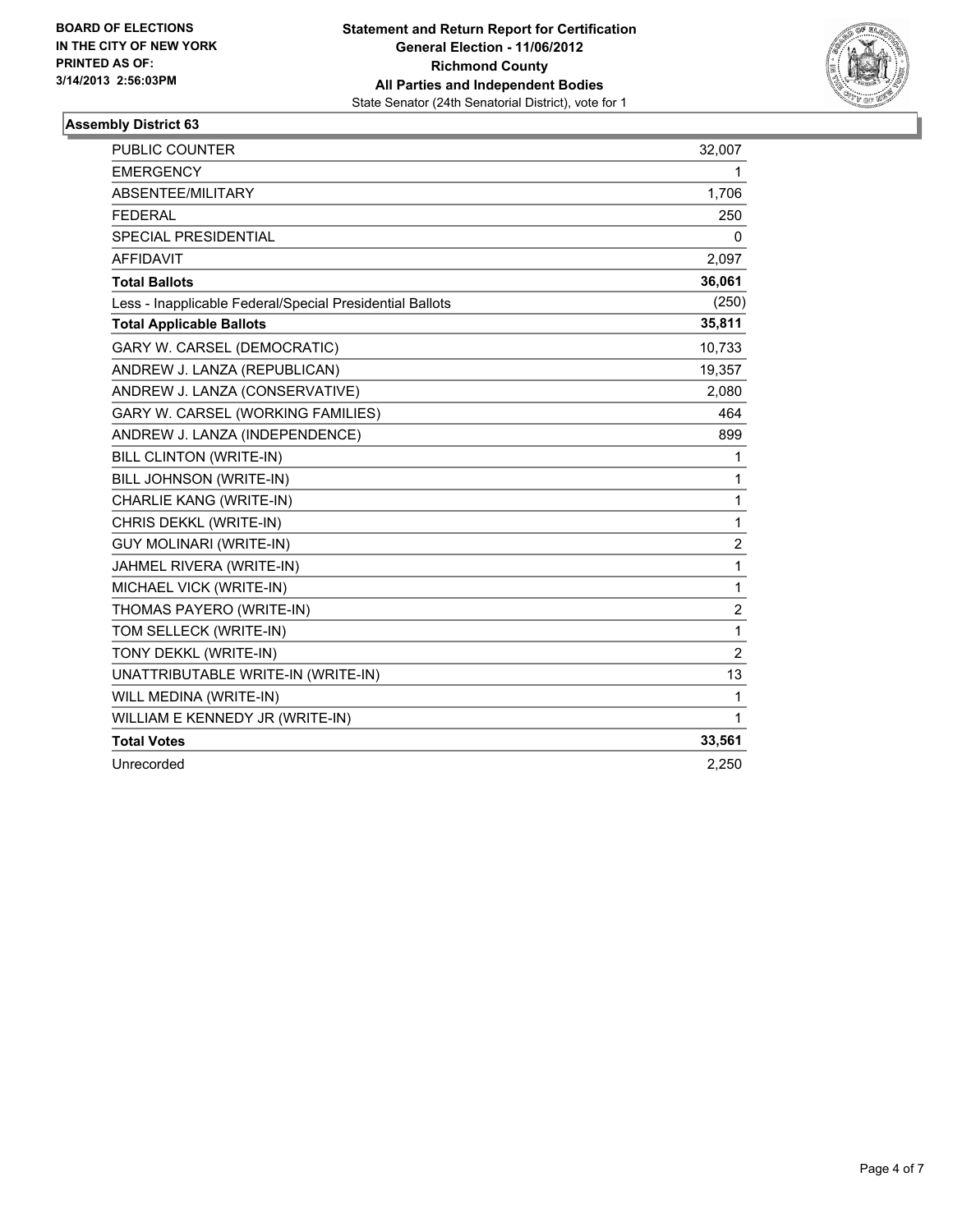**BOARD OF ELECTIONS IN THE CITY OF NEW YORK PRINTED AS OF: 3/14/2013 2:56:03PM**

**Statement and Return Report for Certification**
**General Election - 11/06/2012**
**Richmond County**
**All Parties and Independent Bodies**
State Senator (24th Senatorial District), vote for 1

## Assembly District 63

| | |
|---|---|
| PUBLIC COUNTER | 32,007 |
| EMERGENCY | 1 |
| ABSENTEE/MILITARY | 1,706 |
| FEDERAL | 250 |
| SPECIAL PRESIDENTIAL | 0 |
| AFFIDAVIT | 2,097 |
| **Total Ballots** | **36,061** |
| Less - Inapplicable Federal/Special Presidential Ballots | (250) |
| **Total Applicable Ballots** | **35,811** |
| GARY W. CARSEL (DEMOCRATIC) | 10,733 |
| ANDREW J. LANZA (REPUBLICAN) | 19,357 |
| ANDREW J. LANZA (CONSERVATIVE) | 2,080 |
| GARY W. CARSEL (WORKING FAMILIES) | 464 |
| ANDREW J. LANZA (INDEPENDENCE) | 899 |
| BILL CLINTON (WRITE-IN) | 1 |
| BILL JOHNSON (WRITE-IN) | 1 |
| CHARLIE KANG (WRITE-IN) | 1 |
| CHRIS DEKKL (WRITE-IN) | 1 |
| GUY MOLINARI (WRITE-IN) | 2 |
| JAHMEL RIVERA (WRITE-IN) | 1 |
| MICHAEL VICK (WRITE-IN) | 1 |
| THOMAS PAYERO (WRITE-IN) | 2 |
| TOM SELLECK (WRITE-IN) | 1 |
| TONY DEKKL (WRITE-IN) | 2 |
| UNATTRIBUTABLE WRITE-IN (WRITE-IN) | 13 |
| WILL MEDINA (WRITE-IN) | 1 |
| WILLIAM E KENNEDY JR (WRITE-IN) | 1 |
| **Total Votes** | **33,561** |
| Unrecorded | 2,250 |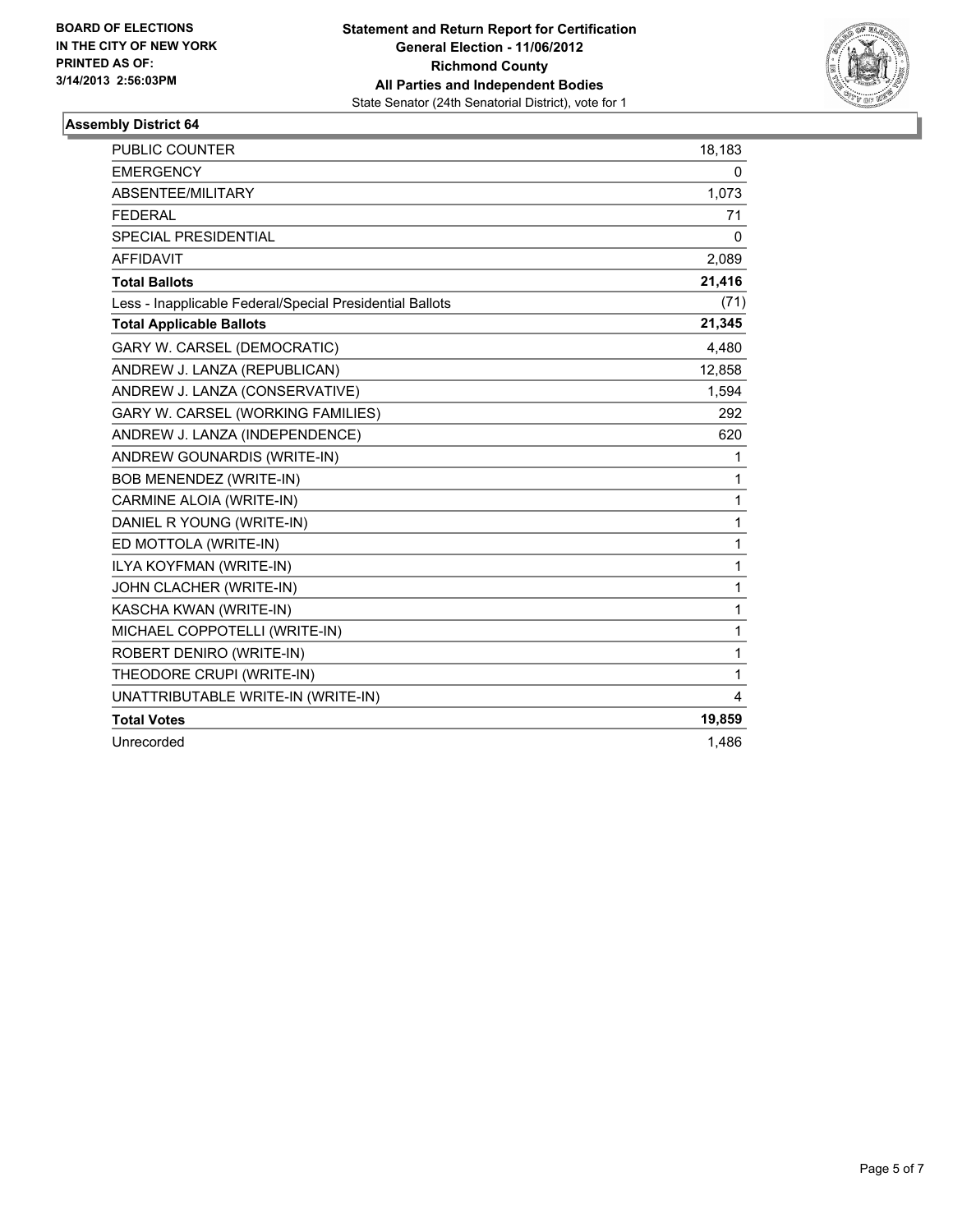BOARD OF ELECTIONS
IN THE CITY OF NEW YORK
PRINTED AS OF:
3/14/2013 2:56:03PM

**Statement and Return Report for Certification**
**General Election - 11/06/2012**
**Richmond County**
**All Parties and Independent Bodies**
State Senator (24th Senatorial District), vote for 1

### Assembly District 64

| | |
|---|---|
| PUBLIC COUNTER | 18,183 |
| EMERGENCY | 0 |
| ABSENTEE/MILITARY | 1,073 |
| FEDERAL | 71 |
| SPECIAL PRESIDENTIAL | 0 |
| AFFIDAVIT | 2,089 |
| **Total Ballots** | **21,416** |
| Less - Inapplicable Federal/Special Presidential Ballots | (71) |
| **Total Applicable Ballots** | **21,345** |
| GARY W. CARSEL (DEMOCRATIC) | 4,480 |
| ANDREW J. LANZA (REPUBLICAN) | 12,858 |
| ANDREW J. LANZA (CONSERVATIVE) | 1,594 |
| GARY W. CARSEL (WORKING FAMILIES) | 292 |
| ANDREW J. LANZA (INDEPENDENCE) | 620 |
| ANDREW GOUNARDIS (WRITE-IN) | 1 |
| BOB MENENDEZ (WRITE-IN) | 1 |
| CARMINE ALOIA (WRITE-IN) | 1 |
| DANIEL R YOUNG (WRITE-IN) | 1 |
| ED MOTTOLA (WRITE-IN) | 1 |
| ILYA KOYFMAN (WRITE-IN) | 1 |
| JOHN CLACHER (WRITE-IN) | 1 |
| KASCHA KWAN (WRITE-IN) | 1 |
| MICHAEL COPPOTELLI (WRITE-IN) | 1 |
| ROBERT DENIRO (WRITE-IN) | 1 |
| THEODORE CRUPI (WRITE-IN) | 1 |
| UNATTRIBUTABLE WRITE-IN (WRITE-IN) | 4 |
| **Total Votes** | **19,859** |
| Unrecorded | 1,486 |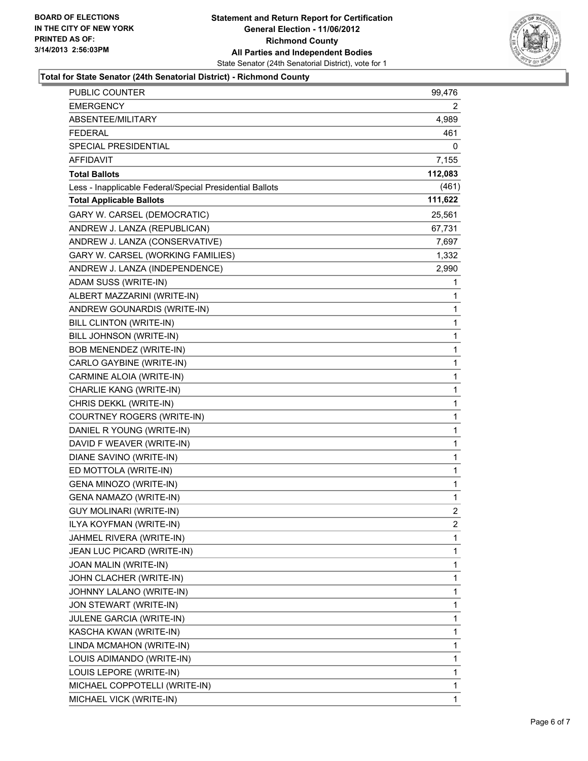**BOARD OF ELECTIONS IN THE CITY OF NEW YORK PRINTED AS OF: 3/14/2013 2:56:03PM**

# Statement and Return Report for Certification
## General Election - 11/06/2012
## Richmond County
## All Parties and Independent Bodies
State Senator (24th Senatorial District), vote for 1

### Total for State Senator (24th Senatorial District) - Richmond County

| | |
|---|---|
| PUBLIC COUNTER | 99,476 |
| EMERGENCY | 2 |
| ABSENTEE/MILITARY | 4,989 |
| FEDERAL | 461 |
| SPECIAL PRESIDENTIAL | 0 |
| AFFIDAVIT | 7,155 |
| **Total Ballots** | **112,083** |
| Less - Inapplicable Federal/Special Presidential Ballots | (461) |
| **Total Applicable Ballots** | **111,622** |
| GARY W. CARSEL (DEMOCRATIC) | 25,561 |
| ANDREW J. LANZA (REPUBLICAN) | 67,731 |
| ANDREW J. LANZA (CONSERVATIVE) | 7,697 |
| GARY W. CARSEL (WORKING FAMILIES) | 1,332 |
| ANDREW J. LANZA (INDEPENDENCE) | 2,990 |
| ADAM SUSS (WRITE-IN) | 1 |
| ALBERT MAZZARINI (WRITE-IN) | 1 |
| ANDREW GOUNARDIS (WRITE-IN) | 1 |
| BILL CLINTON (WRITE-IN) | 1 |
| BILL JOHNSON (WRITE-IN) | 1 |
| BOB MENENDEZ (WRITE-IN) | 1 |
| CARLO GAYBINE (WRITE-IN) | 1 |
| CARMINE ALOIA (WRITE-IN) | 1 |
| CHARLIE KANG (WRITE-IN) | 1 |
| CHRIS DEKKL (WRITE-IN) | 1 |
| COURTNEY ROGERS (WRITE-IN) | 1 |
| DANIEL R YOUNG (WRITE-IN) | 1 |
| DAVID F WEAVER (WRITE-IN) | 1 |
| DIANE SAVINO (WRITE-IN) | 1 |
| ED MOTTOLA (WRITE-IN) | 1 |
| GENA MINOZO (WRITE-IN) | 1 |
| GENA NAMAZO (WRITE-IN) | 1 |
| GUY MOLINARI (WRITE-IN) | 2 |
| ILYA KOYFMAN (WRITE-IN) | 2 |
| JAHMEL RIVERA (WRITE-IN) | 1 |
| JEAN LUC PICARD (WRITE-IN) | 1 |
| JOAN MALIN (WRITE-IN) | 1 |
| JOHN CLACHER (WRITE-IN) | 1 |
| JOHNNY LALANO (WRITE-IN) | 1 |
| JON STEWART (WRITE-IN) | 1 |
| JULENE GARCIA (WRITE-IN) | 1 |
| KASCHA KWAN (WRITE-IN) | 1 |
| LINDA MCMAHON (WRITE-IN) | 1 |
| LOUIS ADIMANDO (WRITE-IN) | 1 |
| LOUIS LEPORE (WRITE-IN) | 1 |
| MICHAEL COPPOTELLI (WRITE-IN) | 1 |
| MICHAEL VICK (WRITE-IN) | 1 |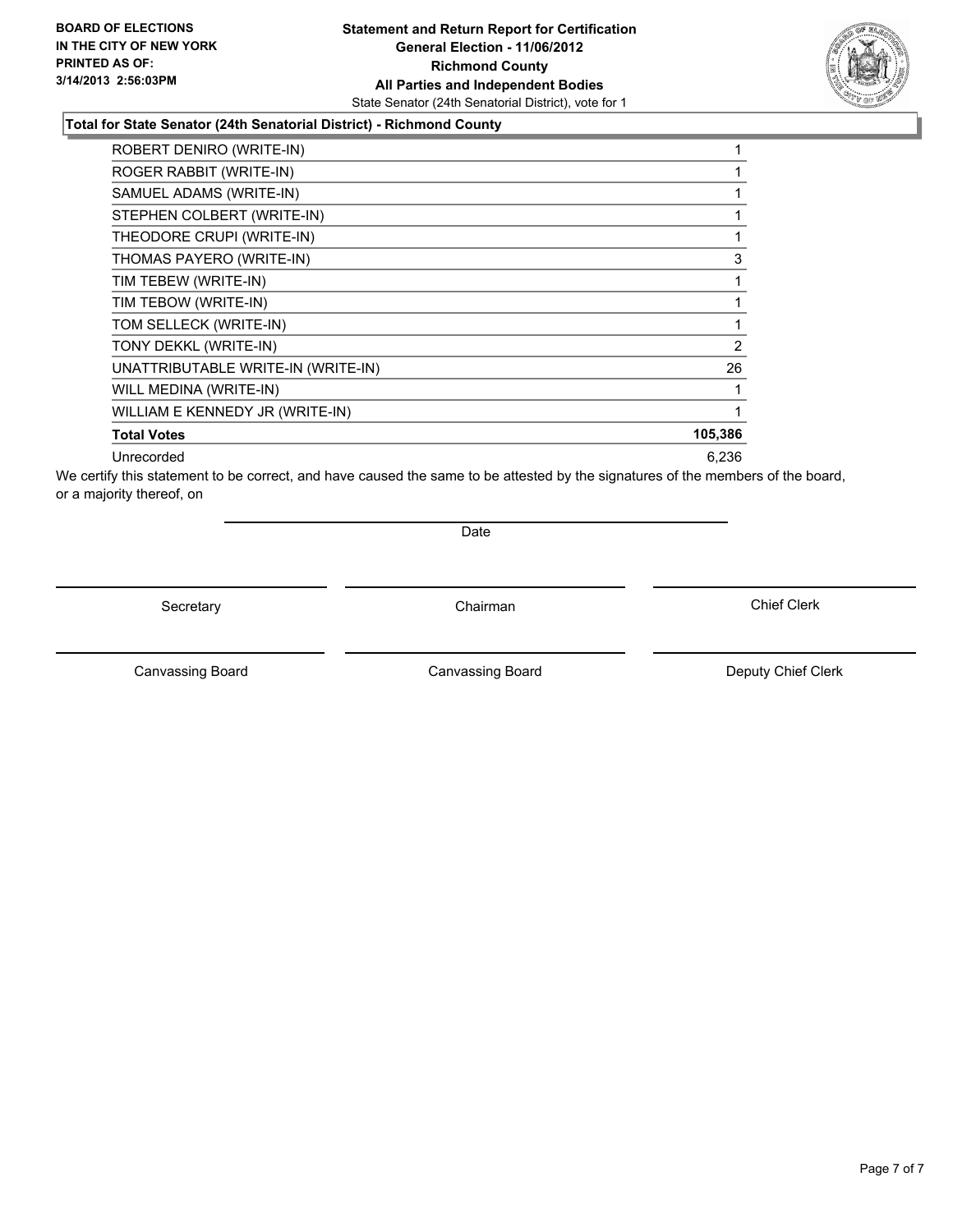**BOARD OF ELECTIONS IN THE CITY OF NEW YORK PRINTED AS OF: 3/14/2013 2:56:03PM**

**Statement and Return Report for Certification**
**General Election - 11/06/2012**
**Richmond County**
**All Parties and Independent Bodies**
State Senator (24th Senatorial District), vote for 1

**Total for State Senator (24th Senatorial District) - Richmond County**

| | |
|---|---|
| ROBERT DENIRO (WRITE-IN) | 1 |
| ROGER RABBIT (WRITE-IN) | 1 |
| SAMUEL ADAMS (WRITE-IN) | 1 |
| STEPHEN COLBERT (WRITE-IN) | 1 |
| THEODORE CRUPI (WRITE-IN) | 1 |
| THOMAS PAYERO (WRITE-IN) | 3 |
| TIM TEBEW (WRITE-IN) | 1 |
| TIM TEBOW (WRITE-IN) | 1 |
| TOM SELLECK (WRITE-IN) | 1 |
| TONY DEKKL (WRITE-IN) | 2 |
| UNATTRIBUTABLE WRITE-IN (WRITE-IN) | 26 |
| WILL MEDINA (WRITE-IN) | 1 |
| WILLIAM E KENNEDY JR (WRITE-IN) | 1 |
| **Total Votes** | **105,386** |
| Unrecorded | 6,236 |

We certify this statement to be correct, and have caused the same to be attested by the signatures of the members of the board, or a majority thereof, on

Date

Secretary

Chairman

Chief Clerk

Canvassing Board

Canvassing Board

Deputy Chief Clerk